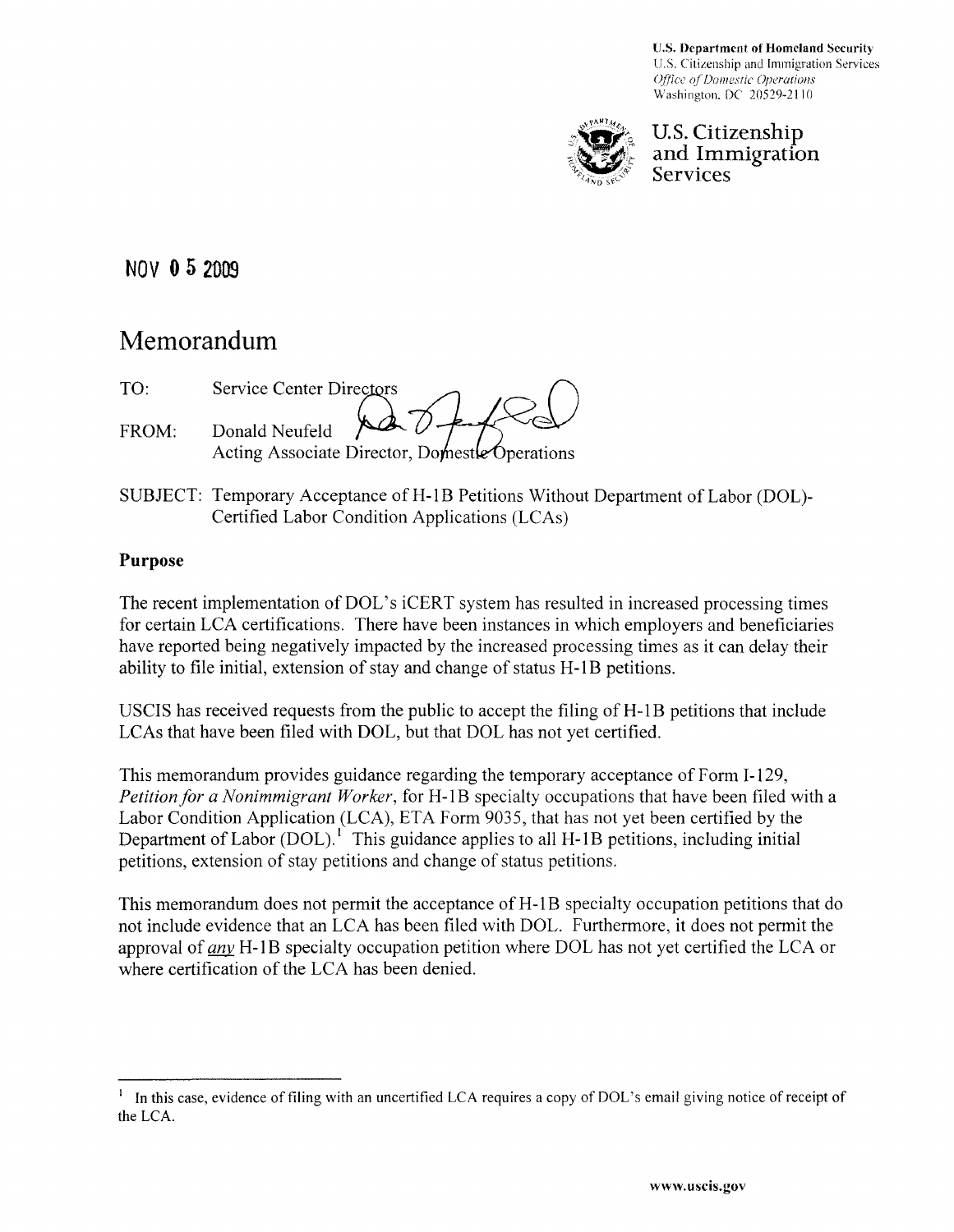U.S. Department of Homeland Security
U.S. Citizenship and Immigration Services
*Office of Domestic Operations*
Washington, DC 20529-2110

U.S. Citizenship and Immigration Services

NOV 05 2009

# Memorandum

TO: Service Center Directors

FROM: Donald Neufeld
Acting Associate Director, Domestic Operations

SUBJECT: Temporary Acceptance of H-1B Petitions Without Department of Labor (DOL)-Certified Labor Condition Applications (LCAs)

## Purpose

The recent implementation of DOL's iCERT system has resulted in increased processing times for certain LCA certifications. There have been instances in which employers and beneficiaries have reported being negatively impacted by the increased processing times as it can delay their ability to file initial, extension of stay and change of status H-1B petitions.

USCIS has received requests from the public to accept the filing of H-1B petitions that include LCAs that have been filed with DOL, but that DOL has not yet certified.

This memorandum provides guidance regarding the temporary acceptance of Form I-129, *Petition for a Nonimmigrant Worker*, for H-1B specialty occupations that have been filed with a Labor Condition Application (LCA), ETA Form 9035, that has not yet been certified by the Department of Labor (DOL).[1] This guidance applies to all H-1B petitions, including initial petitions, extension of stay petitions and change of status petitions.

This memorandum does not permit the acceptance of H-1B specialty occupation petitions that do not include evidence that an LCA has been filed with DOL. Furthermore, it does not permit the approval of ***any*** H-1B specialty occupation petition where DOL has not yet certified the LCA or where certification of the LCA has been denied.

---

[1] In this case, evidence of filing with an uncertified LCA requires a copy of DOL's email giving notice of receipt of the LCA.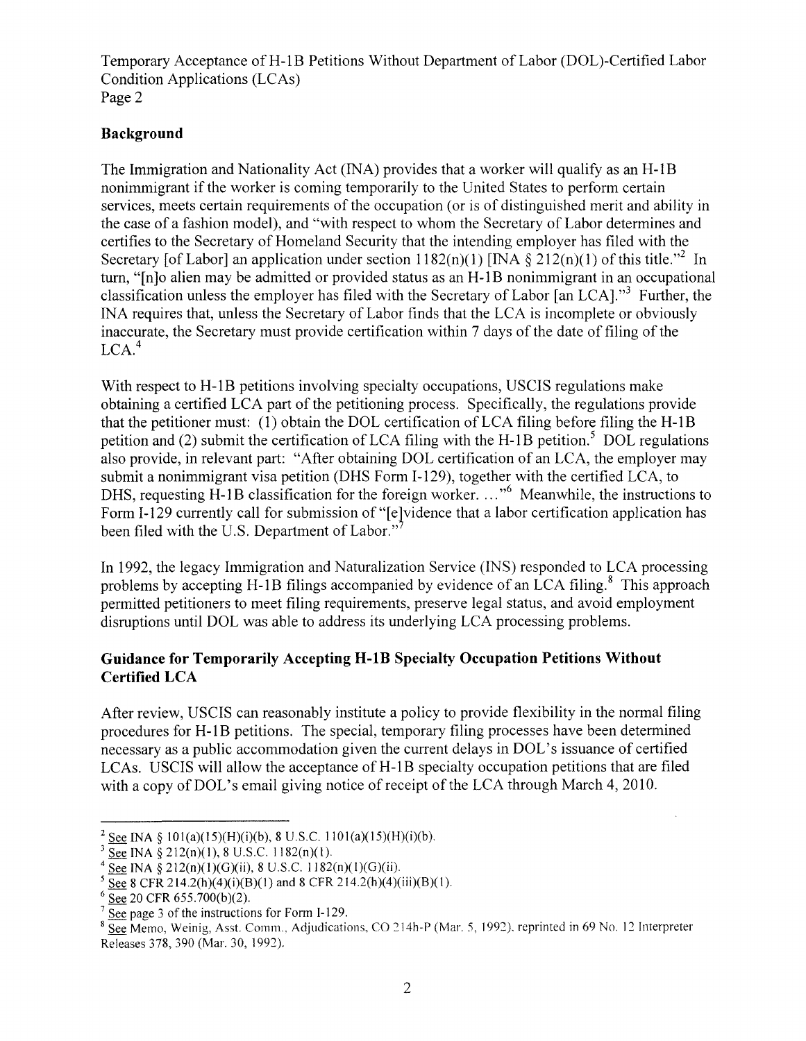## Background

The Immigration and Nationality Act (INA) provides that a worker will qualify as an H-1B nonimmigrant if the worker is coming temporarily to the United States to perform certain services, meets certain requirements of the occupation (or is of distinguished merit and ability in the case of a fashion model), and "with respect to whom the Secretary of Labor determines and certifies to the Secretary of Homeland Security that the intending employer has filed with the Secretary [of Labor] an application under section 1182(n)(1) [INA § 212(n)(1) of this title."[2] In turn, "[n]o alien may be admitted or provided status as an H-1B nonimmigrant in an occupational classification unless the employer has filed with the Secretary of Labor [an LCA]."[3] Further, the INA requires that, unless the Secretary of Labor finds that the LCA is incomplete or obviously inaccurate, the Secretary must provide certification within 7 days of the date of filing of the LCA.[4]

With respect to H-1B petitions involving specialty occupations, USCIS regulations make obtaining a certified LCA part of the petitioning process. Specifically, the regulations provide that the petitioner must: (1) obtain the DOL certification of LCA filing before filing the H-1B petition and (2) submit the certification of LCA filing with the H-1B petition.[5] DOL regulations also provide, in relevant part: "After obtaining DOL certification of an LCA, the employer may submit a nonimmigrant visa petition (DHS Form I-129), together with the certified LCA, to DHS, requesting H-1B classification for the foreign worker. …"[6] Meanwhile, the instructions to Form I-129 currently call for submission of "[e]vidence that a labor certification application has been filed with the U.S. Department of Labor."[7]

In 1992, the legacy Immigration and Naturalization Service (INS) responded to LCA processing problems by accepting H-1B filings accompanied by evidence of an LCA filing.[8] This approach permitted petitioners to meet filing requirements, preserve legal status, and avoid employment disruptions until DOL was able to address its underlying LCA processing problems.

## Guidance for Temporarily Accepting H-1B Specialty Occupation Petitions Without Certified LCA

After review, USCIS can reasonably institute a policy to provide flexibility in the normal filing procedures for H-1B petitions. The special, temporary filing processes have been determined necessary as a public accommodation given the current delays in DOL's issuance of certified LCAs. USCIS will allow the acceptance of H-1B specialty occupation petitions that are filed with a copy of DOL's email giving notice of receipt of the LCA through March 4, 2010.

---

[2] See INA § 101(a)(15)(H)(i)(b), 8 U.S.C. 1101(a)(15)(H)(i)(b).

[3] See INA § 212(n)(1), 8 U.S.C. 1182(n)(1).

[4] See INA § 212(n)(1)(G)(ii), 8 U.S.C. 1182(n)(1)(G)(ii).

[5] See 8 CFR 214.2(h)(4)(i)(B)(1) and 8 CFR 214.2(h)(4)(iii)(B)(1).

[6] See 20 CFR 655.700(b)(2).

[7] See page 3 of the instructions for Form I-129.

[8] See Memo, Weinig, Asst. Comm., Adjudications, CO 214h-P (Mar. 5, 1992), reprinted in 69 No. 12 Interpreter Releases 378, 390 (Mar. 30, 1992).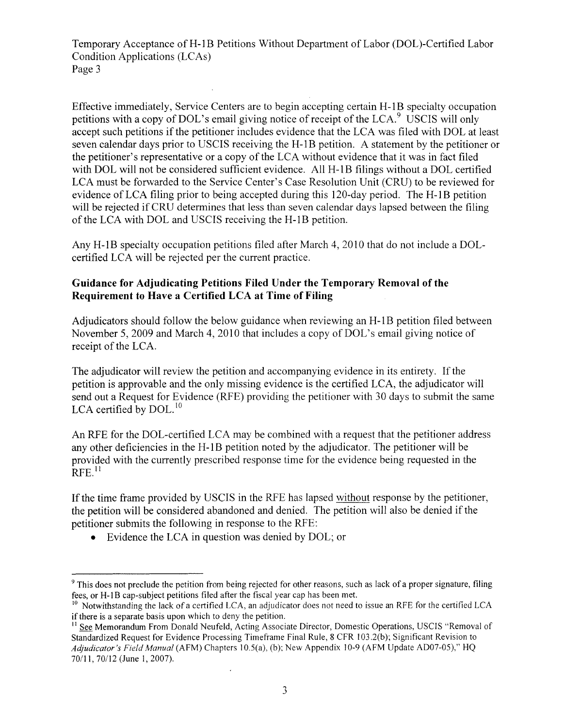Effective immediately, Service Centers are to begin accepting certain H-1B specialty occupation petitions with a copy of DOL's email giving notice of receipt of the LCA.[9] USCIS will only accept such petitions if the petitioner includes evidence that the LCA was filed with DOL at least seven calendar days prior to USCIS receiving the H-1B petition. A statement by the petitioner or the petitioner's representative or a copy of the LCA without evidence that it was in fact filed with DOL will not be considered sufficient evidence. All H-1B filings without a DOL certified LCA must be forwarded to the Service Center's Case Resolution Unit (CRU) to be reviewed for evidence of LCA filing prior to being accepted during this 120-day period. The H-1B petition will be rejected if CRU determines that less than seven calendar days lapsed between the filing of the LCA with DOL and USCIS receiving the H-1B petition.

Any H-1B specialty occupation petitions filed after March 4, 2010 that do not include a DOL-certified LCA will be rejected per the current practice.

**Guidance for Adjudicating Petitions Filed Under the Temporary Removal of the Requirement to Have a Certified LCA at Time of Filing**

Adjudicators should follow the below guidance when reviewing an H-1B petition filed between November 5, 2009 and March 4, 2010 that includes a copy of DOL's email giving notice of receipt of the LCA.

The adjudicator will review the petition and accompanying evidence in its entirety. If the petition is approvable and the only missing evidence is the certified LCA, the adjudicator will send out a Request for Evidence (RFE) providing the petitioner with 30 days to submit the same LCA certified by DOL.[10]

An RFE for the DOL-certified LCA may be combined with a request that the petitioner address any other deficiencies in the H-1B petition noted by the adjudicator. The petitioner will be provided with the currently prescribed response time for the evidence being requested in the RFE.[11]

If the time frame provided by USCIS in the RFE has lapsed <u>without</u> response by the petitioner, the petition will be considered abandoned and denied. The petition will also be denied if the petitioner submits the following in response to the RFE:

- Evidence the LCA in question was denied by DOL; or

---

[9] This does not preclude the petition from being rejected for other reasons, such as lack of a proper signature, filing fees, or H-1B cap-subject petitions filed after the fiscal year cap has been met.

[10] Notwithstanding the lack of a certified LCA, an adjudicator does not need to issue an RFE for the certified LCA if there is a separate basis upon which to deny the petition.

[11] <u>See</u> Memorandum From Donald Neufeld, Acting Associate Director, Domestic Operations, USCIS "Removal of Standardized Request for Evidence Processing Timeframe Final Rule, 8 CFR 103.2(b); Significant Revision to *Adjudicator's Field Manual* (AFM) Chapters 10.5(a), (b); New Appendix 10-9 (AFM Update AD07-05)," HQ 70/11, 70/12 (June 1, 2007).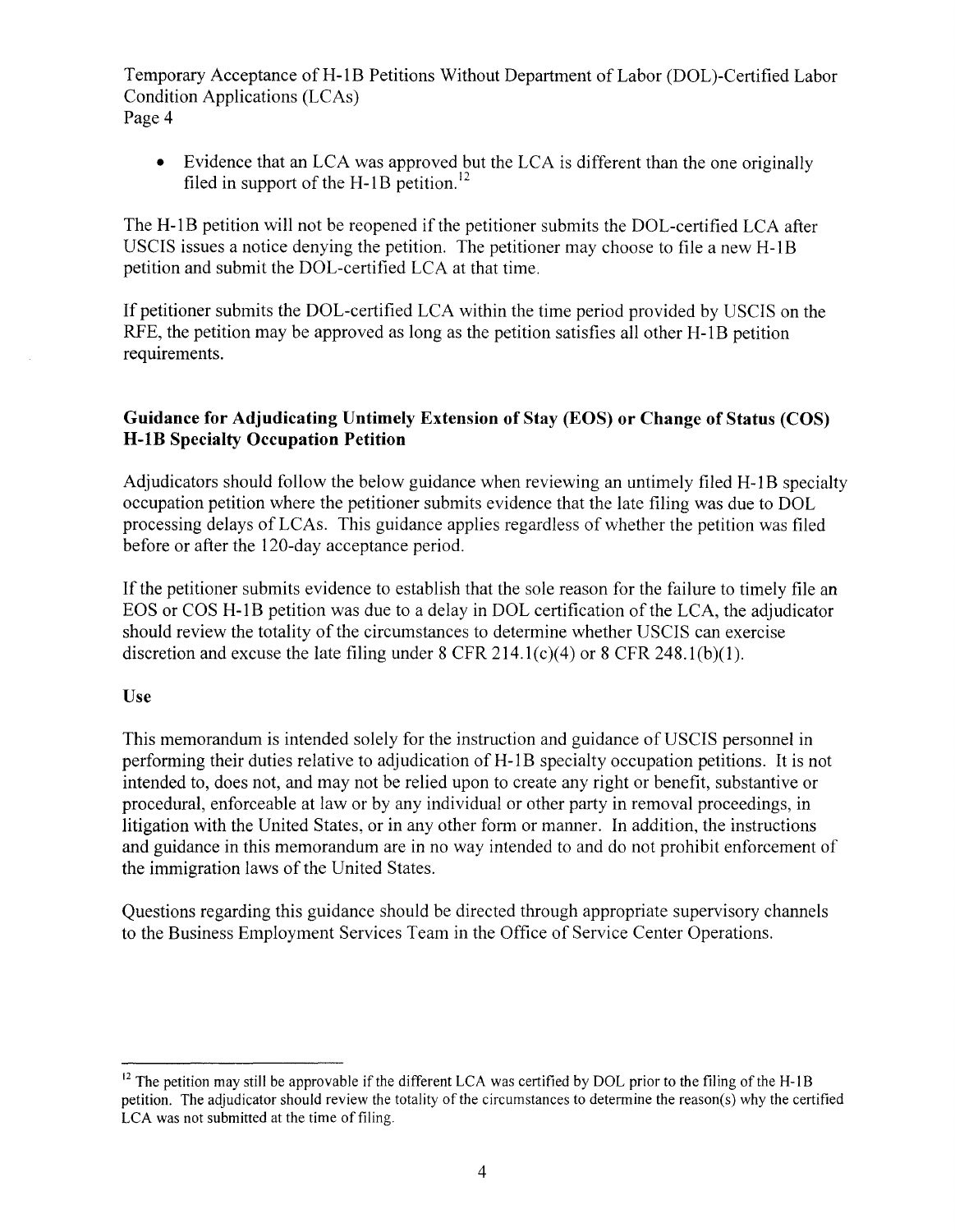- Evidence that an LCA was approved but the LCA is different than the one originally filed in support of the H-1B petition.[12]

The H-1B petition will not be reopened if the petitioner submits the DOL-certified LCA after USCIS issues a notice denying the petition. The petitioner may choose to file a new H-1B petition and submit the DOL-certified LCA at that time.

If petitioner submits the DOL-certified LCA within the time period provided by USCIS on the RFE, the petition may be approved as long as the petition satisfies all other H-1B petition requirements.

**Guidance for Adjudicating Untimely Extension of Stay (EOS) or Change of Status (COS) H-1B Specialty Occupation Petition**

Adjudicators should follow the below guidance when reviewing an untimely filed H-1B specialty occupation petition where the petitioner submits evidence that the late filing was due to DOL processing delays of LCAs. This guidance applies regardless of whether the petition was filed before or after the 120-day acceptance period.

If the petitioner submits evidence to establish that the sole reason for the failure to timely file an EOS or COS H-1B petition was due to a delay in DOL certification of the LCA, the adjudicator should review the totality of the circumstances to determine whether USCIS can exercise discretion and excuse the late filing under 8 CFR 214.1(c)(4) or 8 CFR 248.1(b)(1).

**Use**

This memorandum is intended solely for the instruction and guidance of USCIS personnel in performing their duties relative to adjudication of H-1B specialty occupation petitions. It is not intended to, does not, and may not be relied upon to create any right or benefit, substantive or procedural, enforceable at law or by any individual or other party in removal proceedings, in litigation with the United States, or in any other form or manner. In addition, the instructions and guidance in this memorandum are in no way intended to and do not prohibit enforcement of the immigration laws of the United States.

Questions regarding this guidance should be directed through appropriate supervisory channels to the Business Employment Services Team in the Office of Service Center Operations.

---

[12] The petition may still be approvable if the different LCA was certified by DOL prior to the filing of the H-1B petition. The adjudicator should review the totality of the circumstances to determine the reason(s) why the certified LCA was not submitted at the time of filing.